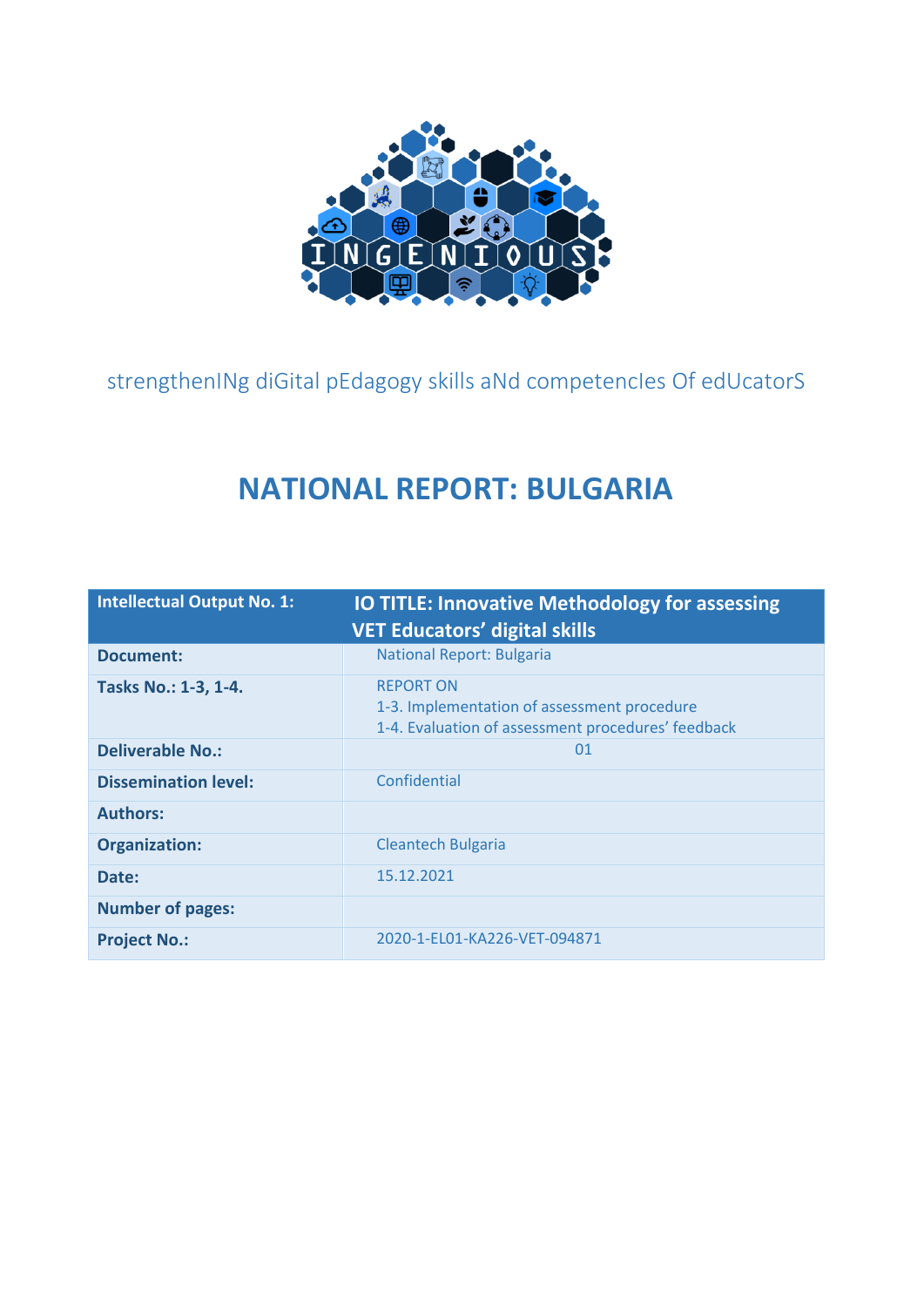strengthenINg diGital pEdagogy skills aNd competencIes Of edUcatorS

# NATIONAL REPORT: BULGARIA

| Intellectual Output No. 1: | IO TITLE: Innovative Methodology for assessing VET Educators' digital skills |
|---|---|
| **Document:** | National Report: Bulgaria |
| **Tasks No.: 1-3, 1-4.** | REPORT ON<br>1-3. Implementation of assessment procedure<br>1-4. Evaluation of assessment procedures' feedback |
| **Deliverable No.:** | 01 |
| **Dissemination level:** | Confidential |
| **Authors:** | |
| **Organization:** | Cleantech Bulgaria |
| **Date:** | 15.12.2021 |
| **Number of pages:** | |
| **Project No.:** | 2020-1-EL01-KA226-VET-094871 |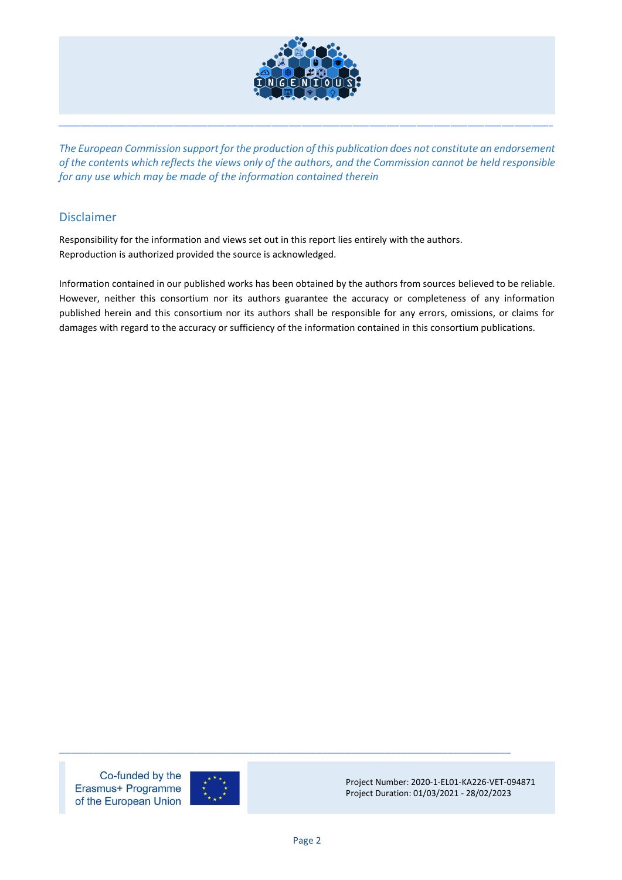*The European Commission support for the production of this publication does not constitute an endorsement of the contents which reflects the views only of the authors, and the Commission cannot be held responsible for any use which may be made of the information contained therein*

## Disclaimer

Responsibility for the information and views set out in this report lies entirely with the authors.
Reproduction is authorized provided the source is acknowledged.

Information contained in our published works has been obtained by the authors from sources believed to be reliable. However, neither this consortium nor its authors guarantee the accuracy or completeness of any information published herein and this consortium nor its authors shall be responsible for any errors, omissions, or claims for damages with regard to the accuracy or sufficiency of the information contained in this consortium publications.

Co-funded by the Erasmus+ Programme of the European Union

Project Number: 2020-1-EL01-KA226-VET-094871
Project Duration: 01/03/2021 - 28/02/2023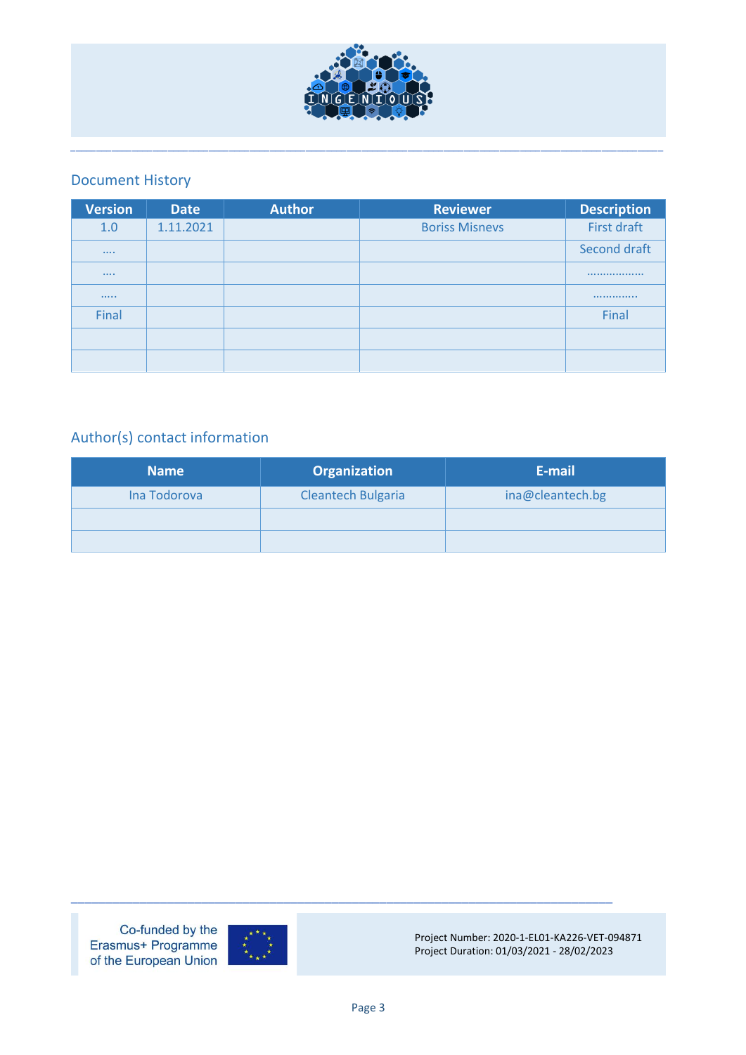## Document History

| Version | Date | Author | Reviewer | Description |
|---|---|---|---|---|
| 1.0 | 1.11.2021 | | Boriss Misnevs | First draft |
| …. | | | | Second draft |
| …. | | | | ……………… |
| ….. | | | | …………. |
| Final | | | | Final |
| | | | | |
| | | | | |

## Author(s) contact information

| Name | Organization | E-mail |
|---|---|---|
| Ina Todorova | Cleantech Bulgaria | ina@cleantech.bg |
| | | |
| | | |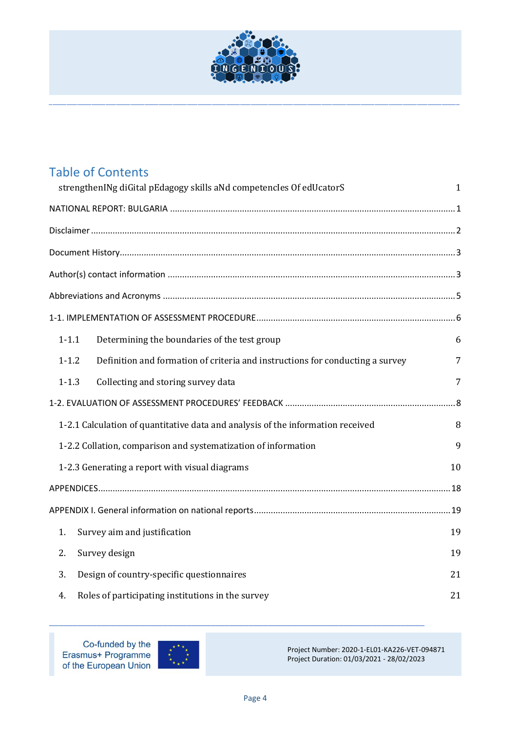# Table of Contents

strengthenINg diGital pEdagogy skills aNd competencIes Of edUcatorS 1

NATIONAL REPORT: BULGARIA ..... 1

Disclaimer ..... 2

Document History ..... 3

Author(s) contact information ..... 3

Abbreviations and Acronyms ..... 5

1-1. IMPLEMENTATION OF ASSESSMENT PROCEDURE ..... 6

- 1-1.1 Determining the boundaries of the test group 6
- 1-1.2 Definition and formation of criteria and instructions for conducting a survey 7
- 1-1.3 Collecting and storing survey data 7

1-2. EVALUATION OF ASSESSMENT PROCEDURES' FEEDBACK ..... 8

- 1-2.1 Calculation of quantitative data and analysis of the information received 8
- 1-2.2 Collation, comparison and systematization of information 9
- 1-2.3 Generating a report with visual diagrams 10

APPENDICES ..... 18

APPENDIX I. General information on national reports ..... 19

1. Survey aim and justification 19
2. Survey design 19
3. Design of country-specific questionnaires 21
4. Roles of participating institutions in the survey 21

Co-funded by the Erasmus+ Programme of the European Union

Project Number: 2020-1-EL01-KA226-VET-094871
Project Duration: 01/03/2021 - 28/02/2023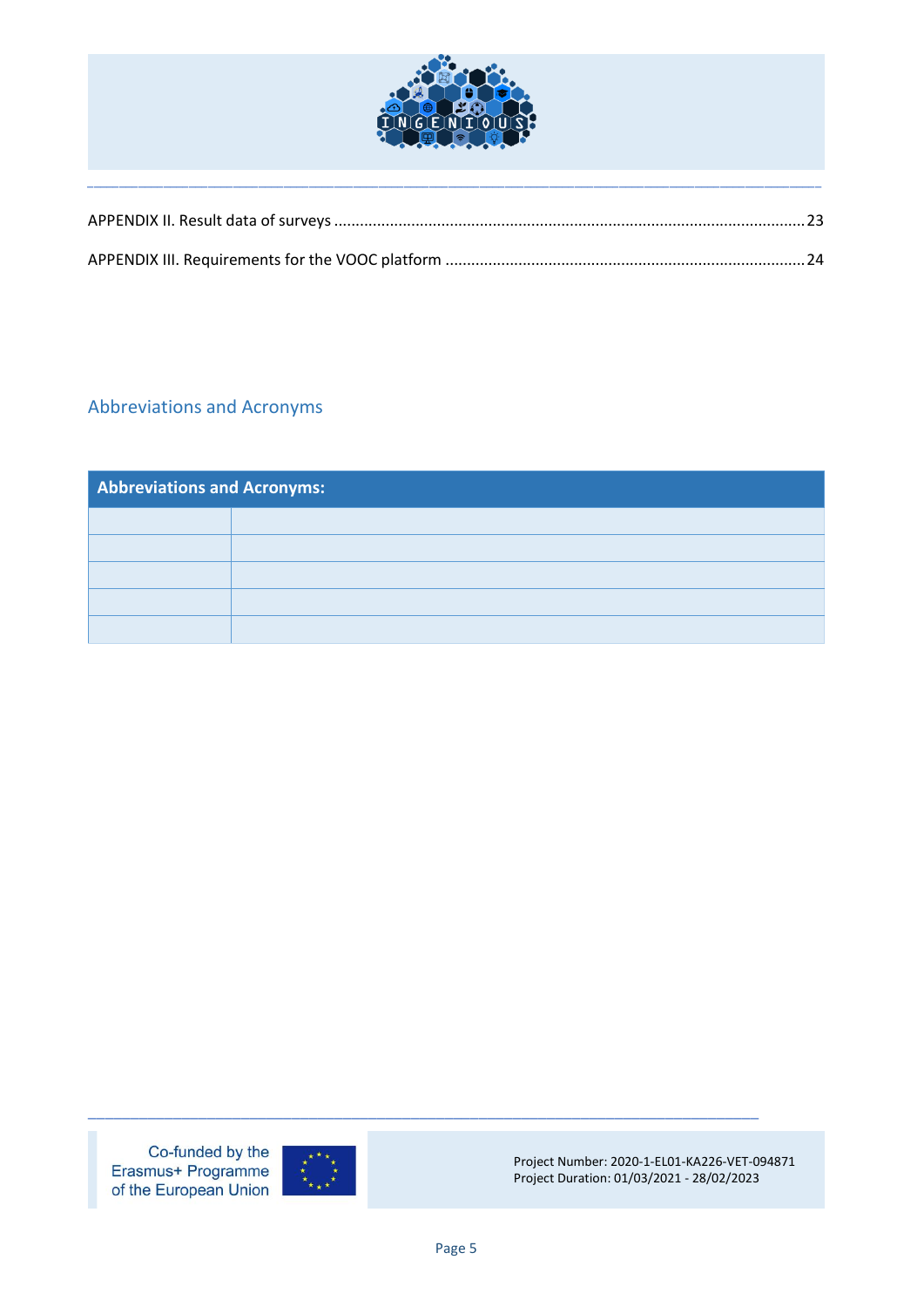APPENDIX II. Result data of surveys ........................................................................................................ 23

APPENDIX III. Requirements for the VOOC platform ................................................................................ 24

## Abbreviations and Acronyms

| Abbreviations and Acronyms: | |
|---|---|
| | |
| | |
| | |
| | |
| | |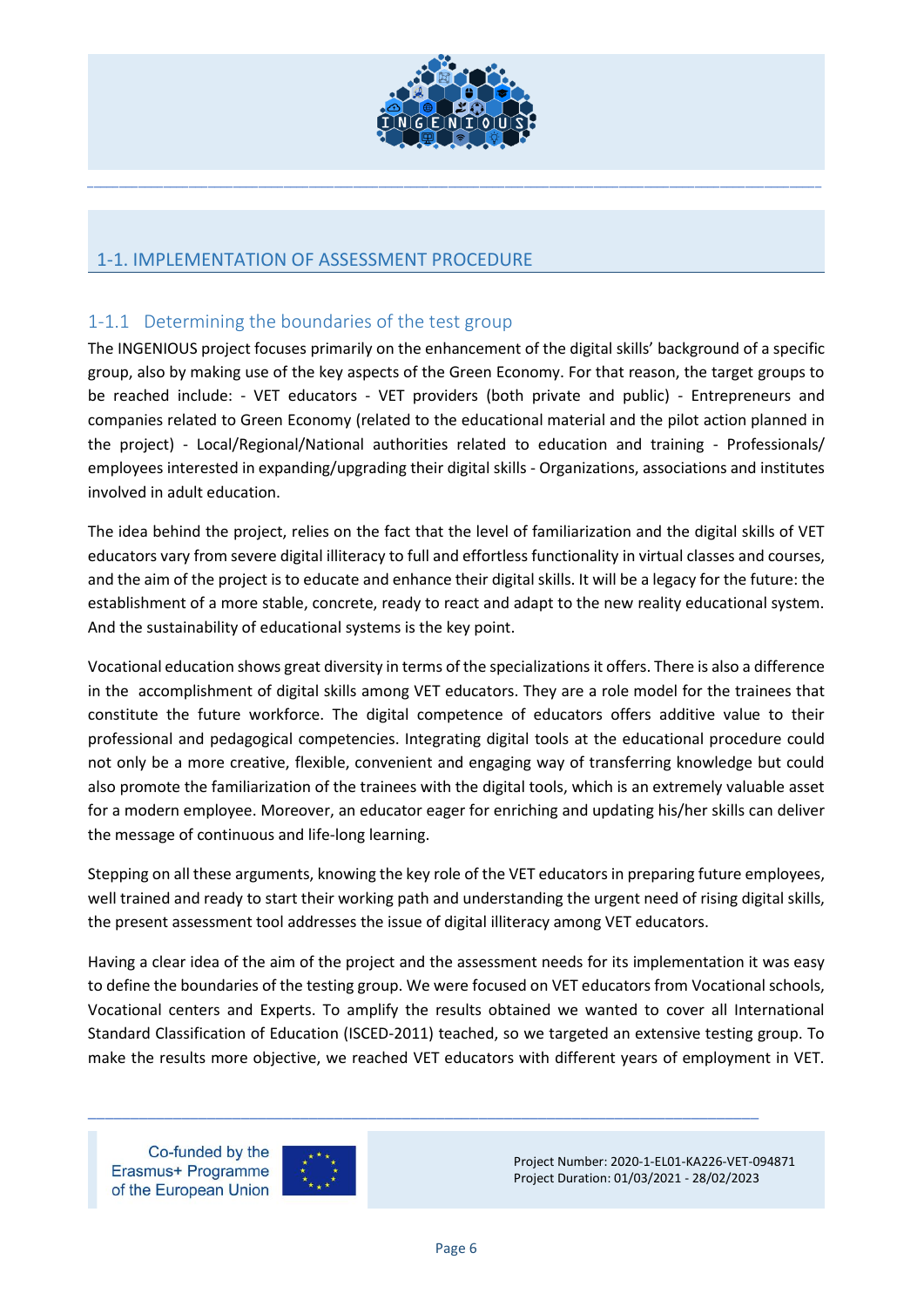## 1-1. IMPLEMENTATION OF ASSESSMENT PROCEDURE

### 1-1.1 Determining the boundaries of the test group

The INGENIOUS project focuses primarily on the enhancement of the digital skills' background of a specific group, also by making use of the key aspects of the Green Economy. For that reason, the target groups to be reached include: - VET educators - VET providers (both private and public) - Entrepreneurs and companies related to Green Economy (related to the educational material and the pilot action planned in the project) - Local/Regional/National authorities related to education and training - Professionals/ employees interested in expanding/upgrading their digital skills - Organizations, associations and institutes involved in adult education.

The idea behind the project, relies on the fact that the level of familiarization and the digital skills of VET educators vary from severe digital illiteracy to full and effortless functionality in virtual classes and courses, and the aim of the project is to educate and enhance their digital skills. It will be a legacy for the future: the establishment of a more stable, concrete, ready to react and adapt to the new reality educational system. And the sustainability of educational systems is the key point.

Vocational education shows great diversity in terms of the specializations it offers. There is also a difference in the accomplishment of digital skills among VET educators. They are a role model for the trainees that constitute the future workforce. The digital competence of educators offers additive value to their professional and pedagogical competencies. Integrating digital tools at the educational procedure could not only be a more creative, flexible, convenient and engaging way of transferring knowledge but could also promote the familiarization of the trainees with the digital tools, which is an extremely valuable asset for a modern employee. Moreover, an educator eager for enriching and updating his/her skills can deliver the message of continuous and life-long learning.

Stepping on all these arguments, knowing the key role of the VET educators in preparing future employees, well trained and ready to start their working path and understanding the urgent need of rising digital skills, the present assessment tool addresses the issue of digital illiteracy among VET educators.

Having a clear idea of the aim of the project and the assessment needs for its implementation it was easy to define the boundaries of the testing group. We were focused on VET educators from Vocational schools, Vocational centers and Experts. To amplify the results obtained we wanted to cover all International Standard Classification of Education (ISCED-2011) teached, so we targeted an extensive testing group. To make the results more objective, we reached VET educators with different years of employment in VET.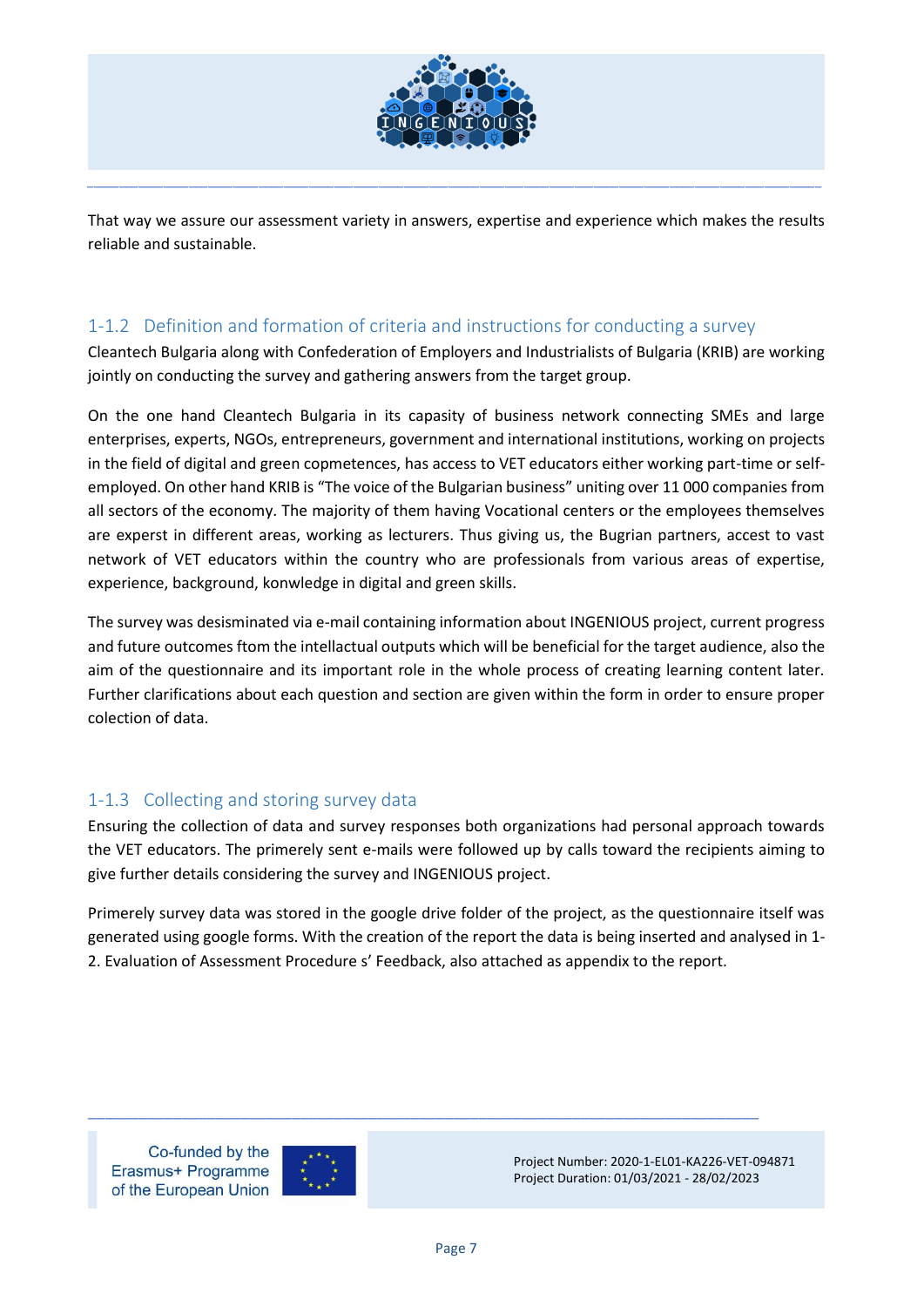That way we assure our assessment variety in answers, expertise and experience which makes the results reliable and sustainable.

### 1-1.2 Definition and formation of criteria and instructions for conducting a survey

Cleantech Bulgaria along with Confederation of Employers and Industrialists of Bulgaria (KRIB) are working jointly on conducting the survey and gathering answers from the target group.

On the one hand Cleantech Bulgaria in its capasity of business network connecting SMEs and large enterprises, experts, NGOs, entrepreneurs, government and international institutions, working on projects in the field of digital and green copmetences, has access to VET educators either working part-time or self-employed. On other hand KRIB is "The voice of the Bulgarian business" uniting over 11 000 companies from all sectors of the economy. The majority of them having Vocational centers or the employees themselves are experst in different areas, working as lecturers. Thus giving us, the Bugrian partners, accest to vast network of VET educators within the country who are professionals from various areas of expertise, experience, background, konwledge in digital and green skills.

The survey was desisminated via e-mail containing information about INGENIOUS project, current progress and future outcomes ftom the intellactual outputs which will be beneficial for the target audience, also the aim of the questionnaire and its important role in the whole process of creating learning content later. Further clarifications about each question and section are given within the form in order to ensure proper colection of data.

### 1-1.3 Collecting and storing survey data

Ensuring the collection of data and survey responses both organizations had personal approach towards the VET educators. The primerely sent e-mails were followed up by calls toward the recipients aiming to give further details considering the survey and INGENIOUS project.

Primerely survey data was stored in the google drive folder of the project, as the questionnaire itself was generated using google forms. With the creation of the report the data is being inserted and analysed in 1-2. Evaluation of Assessment Procedure s' Feedback, also attached as appendix to the report.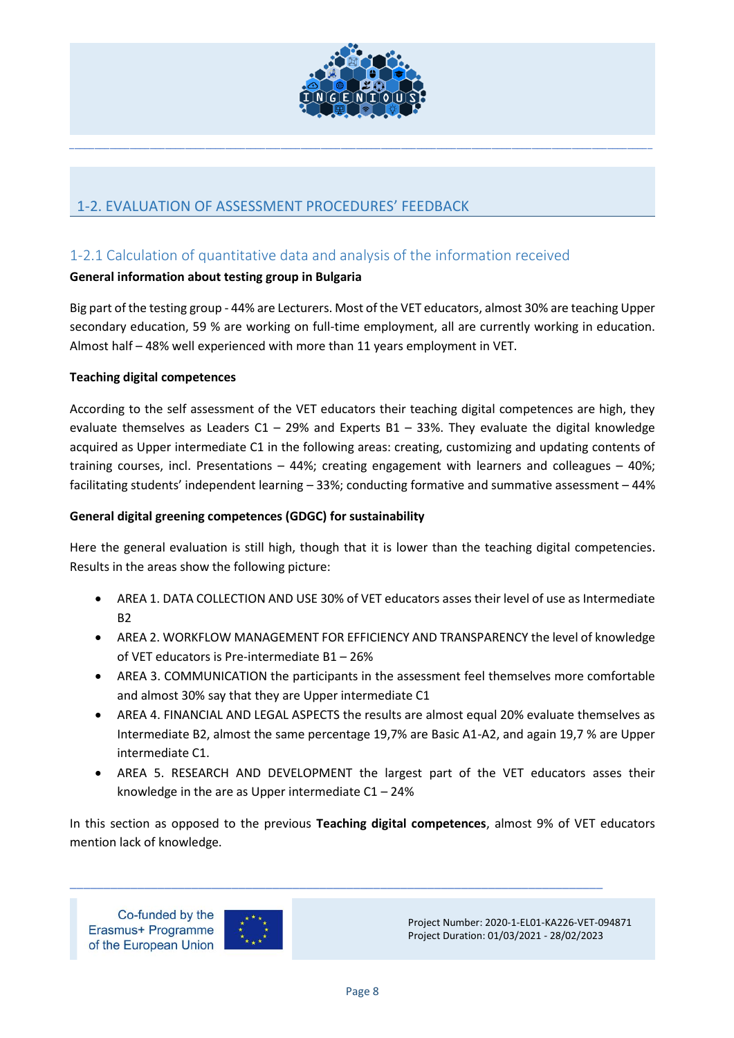## 1-2. EVALUATION OF ASSESSMENT PROCEDURES' FEEDBACK

### 1-2.1 Calculation of quantitative data and analysis of the information received

**General information about testing group in Bulgaria**

Big part of the testing group - 44% are Lecturers. Most of the VET educators, almost 30% are teaching Upper secondary education, 59 % are working on full-time employment, all are currently working in education. Almost half – 48% well experienced with more than 11 years employment in VET.

**Teaching digital competences**

According to the self assessment of the VET educators their teaching digital competences are high, they evaluate themselves as Leaders C1 – 29% and Experts B1 – 33%. They evaluate the digital knowledge acquired as Upper intermediate C1 in the following areas: creating, customizing and updating contents of training courses, incl. Presentations – 44%; creating engagement with learners and colleagues – 40%; facilitating students' independent learning – 33%; conducting formative and summative assessment – 44%

**General digital greening competences (GDGC) for sustainability**

Here the general evaluation is still high, though that it is lower than the teaching digital competencies. Results in the areas show the following picture:

- AREA 1. DATA COLLECTION AND USE 30% of VET educators asses their level of use as Intermediate B2
- AREA 2. WORKFLOW MANAGEMENT FOR EFFICIENCY AND TRANSPARENCY the level of knowledge of VET educators is Pre-intermediate B1 – 26%
- AREA 3. COMMUNICATION the participants in the assessment feel themselves more comfortable and almost 30% say that they are Upper intermediate C1
- AREA 4. FINANCIAL AND LEGAL ASPECTS the results are almost equal 20% evaluate themselves as Intermediate B2, almost the same percentage 19,7% are Basic A1-A2, and again 19,7 % are Upper intermediate C1.
- AREA 5. RESEARCH AND DEVELOPMENT the largest part of the VET educators asses their knowledge in the are as Upper intermediate C1 – 24%

In this section as opposed to the previous **Teaching digital competences**, almost 9% of VET educators mention lack of knowledge.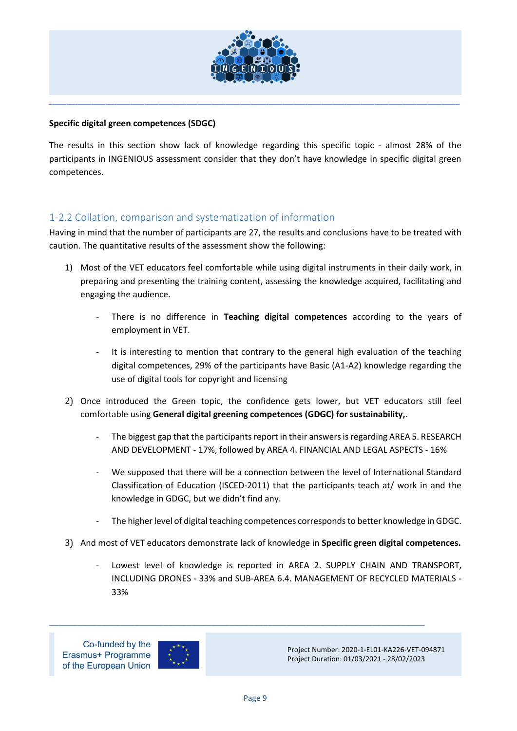**Specific digital green competences (SDGC)**

The results in this section show lack of knowledge regarding this specific topic - almost 28% of the participants in INGENIOUS assessment consider that they don't have knowledge in specific digital green competences.

## 1-2.2 Collation, comparison and systematization of information

Having in mind that the number of participants are 27, the results and conclusions have to be treated with caution. The quantitative results of the assessment show the following:

1) Most of the VET educators feel comfortable while using digital instruments in their daily work, in preparing and presenting the training content, assessing the knowledge acquired, facilitating and engaging the audience.

    - There is no difference in **Teaching digital competences** according to the years of employment in VET.

    - It is interesting to mention that contrary to the general high evaluation of the teaching digital competences, 29% of the participants have Basic (A1-A2) knowledge regarding the use of digital tools for copyright and licensing

2) Once introduced the Green topic, the confidence gets lower, but VET educators still feel comfortable using **General digital greening competences (GDGC) for sustainability,**.

    - The biggest gap that the participants report in their answers is regarding AREA 5. RESEARCH AND DEVELOPMENT - 17%, followed by AREA 4. FINANCIAL AND LEGAL ASPECTS - 16%

    - We supposed that there will be a connection between the level of International Standard Classification of Education (ISCED-2011) that the participants teach at/ work in and the knowledge in GDGC, but we didn't find any.

    - The higher level of digital teaching competences corresponds to better knowledge in GDGC.

3) And most of VET educators demonstrate lack of knowledge in **Specific green digital competences.**

    - Lowest level of knowledge is reported in AREA 2. SUPPLY CHAIN AND TRANSPORT, INCLUDING DRONES - 33% and SUB-AREA 6.4. MANAGEMENT OF RECYCLED MATERIALS - 33%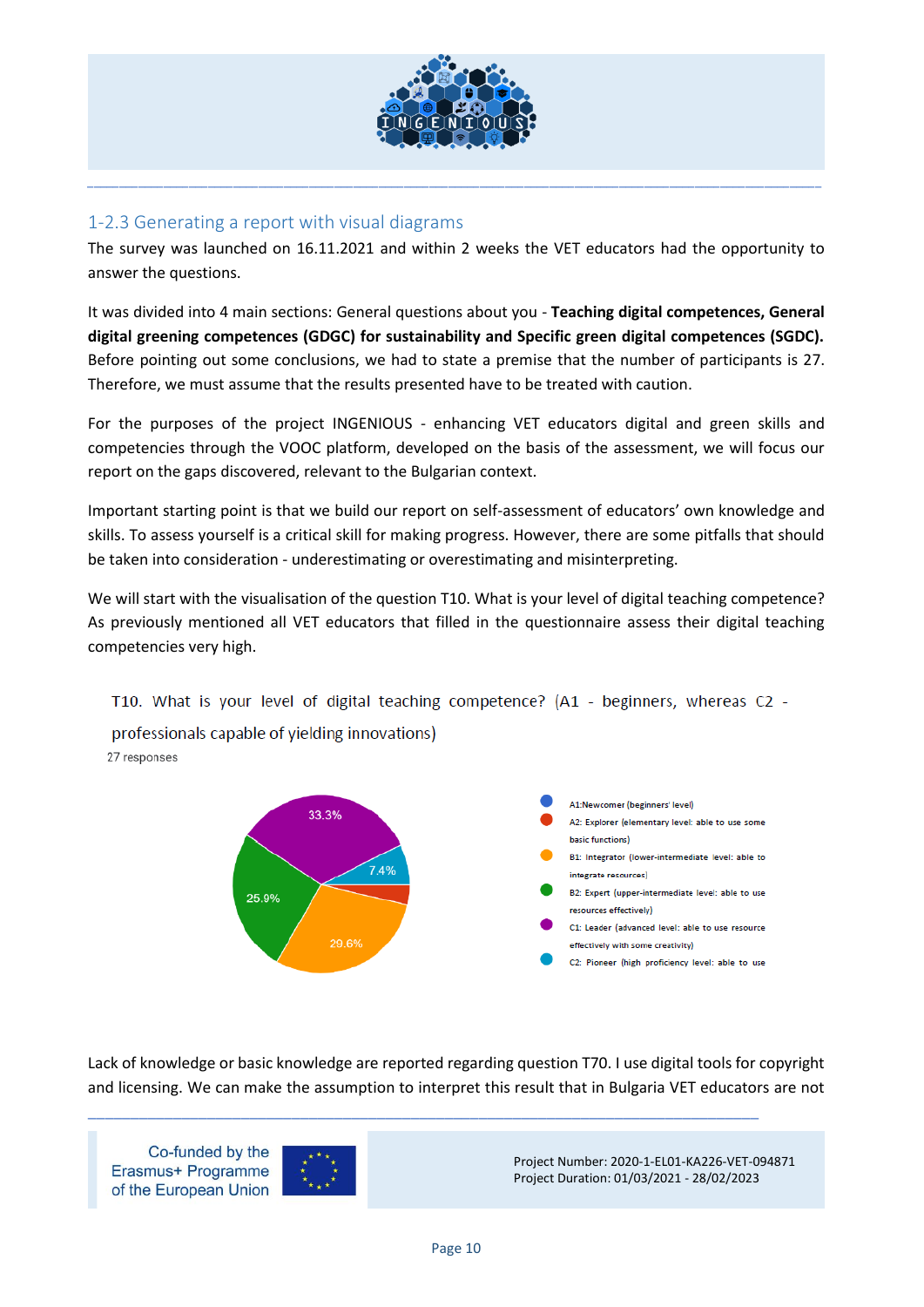### 1-2.3 Generating a report with visual diagrams

The survey was launched on 16.11.2021 and within 2 weeks the VET educators had the opportunity to answer the questions.

It was divided into 4 main sections: General questions about you - **Teaching digital competences, General digital greening competences (GDGC) for sustainability and Specific green digital competences (SGDC).** Before pointing out some conclusions, we had to state a premise that the number of participants is 27. Therefore, we must assume that the results presented have to be treated with caution.

For the purposes of the project INGENIOUS - enhancing VET educators digital and green skills and competencies through the VOOC platform, developed on the basis of the assessment, we will focus our report on the gaps discovered, relevant to the Bulgarian context.

Important starting point is that we build our report on self-assessment of educators' own knowledge and skills. To assess yourself is a critical skill for making progress. However, there are some pitfalls that should be taken into consideration - underestimating or overestimating and misinterpreting.

We will start with the visualisation of the question T10. What is your level of digital teaching competence? As previously mentioned all VET educators that filled in the questionnaire assess their digital teaching competencies very high.

T10. What is your level of digital teaching competence? (A1 - beginners, whereas C2 - professionals capable of yielding innovations)

27 responses

- A1:Newcomer (beginners' level)
- A2: Explorer (elementary level: able to use some basic functions)
- B1: Integrator (lower-intermediate level: able to integrate resources)
- B2: Expert (upper-intermediate level: able to use resources effectively)
- C1: Leader (advanced level: able to use resource effectively with some creativity)
- C2: Pioneer (high proficiency level: able to use

33.3% | 7.4% | 29.6% | 25.9%

Lack of knowledge or basic knowledge are reported regarding question T70. I use digital tools for copyright and licensing. We can make the assumption to interpret this result that in Bulgaria VET educators are not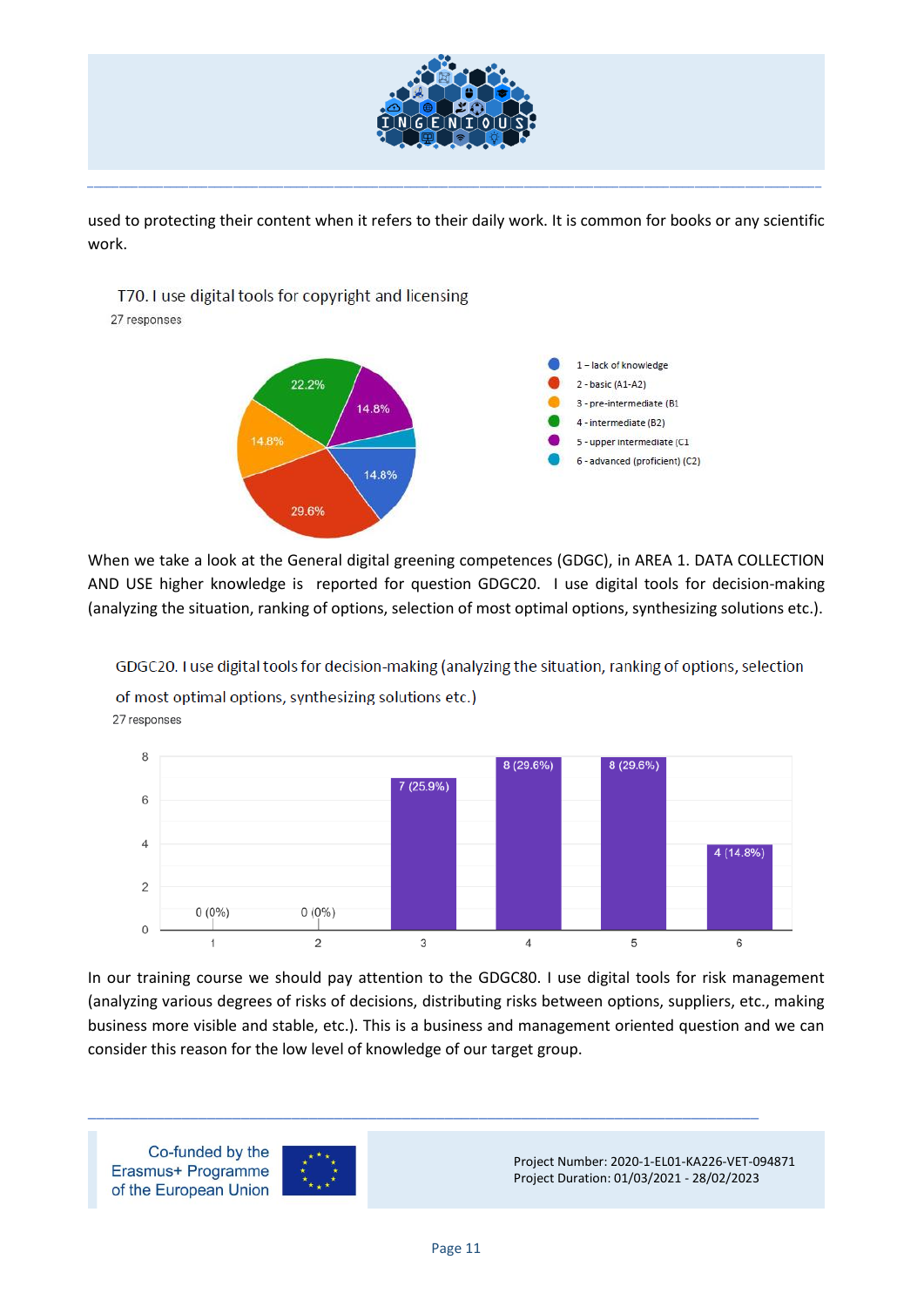used to protecting their content when it refers to their daily work. It is common for books or any scientific work.

T70. I use digital tools for copyright and licensing

27 responses

| Level | Percentage |
| --- | --- |
| 1 – lack of knowledge | 14.8% |
| 2 - basic (A1-A2) | 29.6% |
| 3 - pre-intermediate (B1 | 14.8% |
| 4 - intermediate (B2) | 22.2% |
| 5 - upper intermediate (C1 | 14.8% |
| 6 - advanced (proficient) (C2) | |

When we take a look at the General digital greening competences (GDGC), in AREA 1. DATA COLLECTION AND USE higher knowledge is reported for question GDGC20. I use digital tools for decision-making (analyzing the situation, ranking of options, selection of most optimal options, synthesizing solutions etc.).

GDGC20. I use digital tools for decision-making (analyzing the situation, ranking of options, selection of most optimal options, synthesizing solutions etc.)

27 responses

| Level | Responses |
| --- | --- |
| 1 | 0 (0%) |
| 2 | 0 (0%) |
| 3 | 7 (25.9%) |
| 4 | 8 (29.6%) |
| 5 | 8 (29.6%) |
| 6 | 4 (14.8%) |

In our training course we should pay attention to the GDGC80. I use digital tools for risk management (analyzing various degrees of risks of decisions, distributing risks between options, suppliers, etc., making business more visible and stable, etc.). This is a business and management oriented question and we can consider this reason for the low level of knowledge of our target group.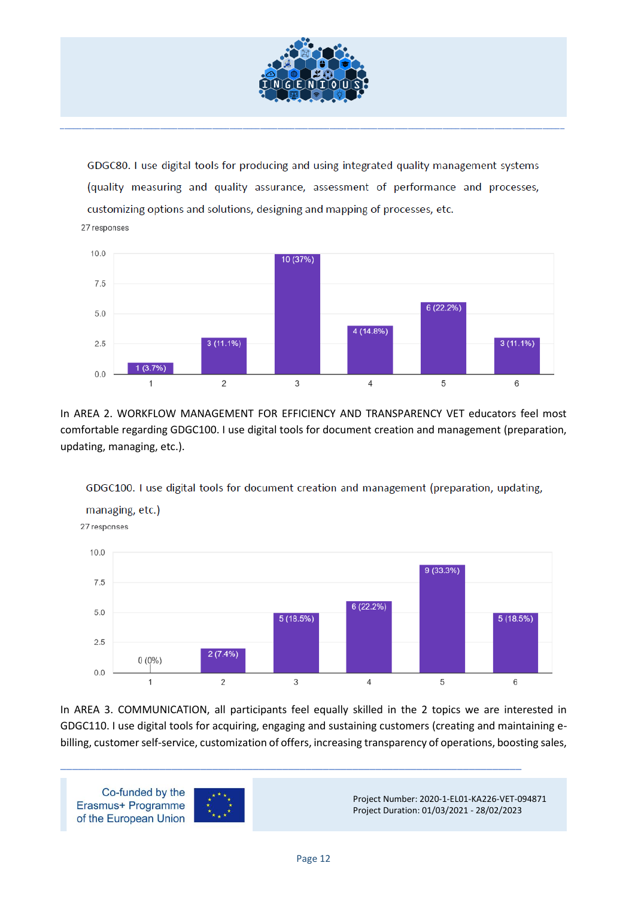GDGC80. I use digital tools for producing and using integrated quality management systems (quality measuring and quality assurance, assessment of performance and processes, customizing options and solutions, designing and mapping of processes, etc.

27 responses

| Rating | Responses |
|---|---|
| 1 | 1 (3.7%) |
| 2 | 3 (11.1%) |
| 3 | 10 (37%) |
| 4 | 4 (14.8%) |
| 5 | 6 (22.2%) |
| 6 | 3 (11.1%) |

In AREA 2. WORKFLOW MANAGEMENT FOR EFFICIENCY AND TRANSPARENCY VET educators feel most comfortable regarding GDGC100. I use digital tools for document creation and management (preparation, updating, managing, etc.).

GDGC100. I use digital tools for document creation and management (preparation, updating, managing, etc.)

27 responses

| Rating | Responses |
|---|---|
| 1 | 0 (0%) |
| 2 | 2 (7.4%) |
| 3 | 5 (18.5%) |
| 4 | 6 (22.2%) |
| 5 | 9 (33.3%) |
| 6 | 5 (18.5%) |

In AREA 3. COMMUNICATION, all participants feel equally skilled in the 2 topics we are interested in GDGC110. I use digital tools for acquiring, engaging and sustaining customers (creating and maintaining e-billing, customer self-service, customization of offers, increasing transparency of operations, boosting sales,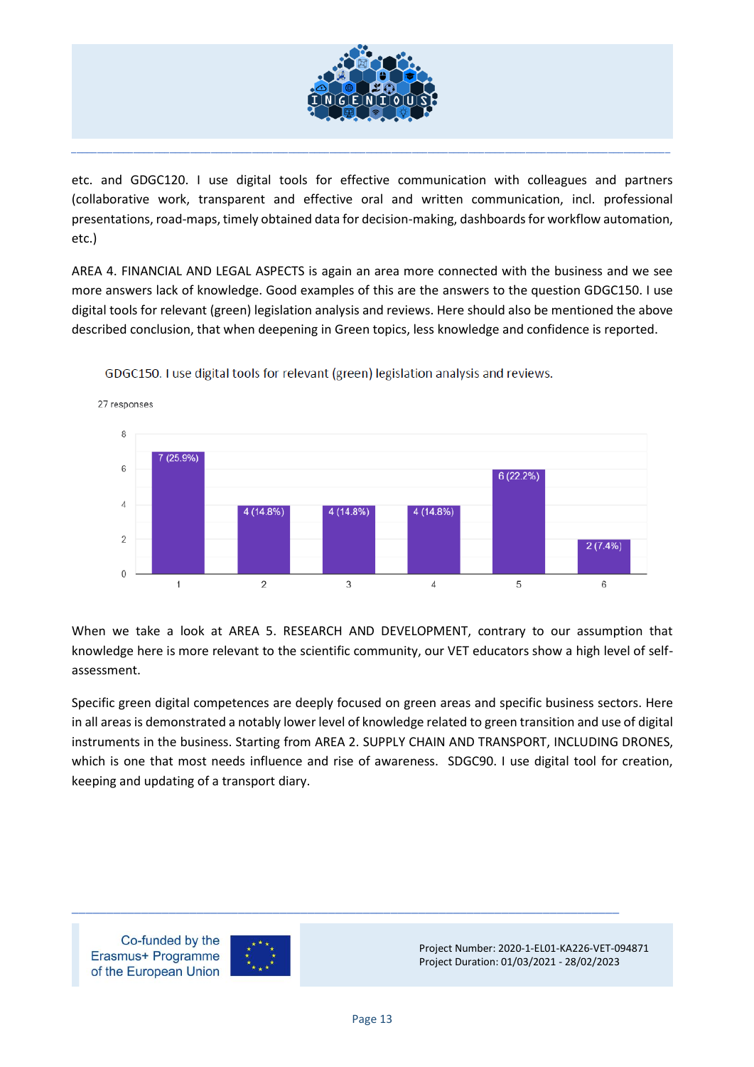etc. and GDGC120. I use digital tools for effective communication with colleagues and partners (collaborative work, transparent and effective oral and written communication, incl. professional presentations, road-maps, timely obtained data for decision-making, dashboards for workflow automation, etc.)

AREA 4. FINANCIAL AND LEGAL ASPECTS is again an area more connected with the business and we see more answers lack of knowledge. Good examples of this are the answers to the question GDGC150. I use digital tools for relevant (green) legislation analysis and reviews. Here should also be mentioned the above described conclusion, that when deepening in Green topics, less knowledge and confidence is reported.

GDGC150. I use digital tools for relevant (green) legislation analysis and reviews.

27 responses

| Rating | Responses |
|---|---|
| 1 | 7 (25.9%) |
| 2 | 4 (14.8%) |
| 3 | 4 (14.8%) |
| 4 | 4 (14.8%) |
| 5 | 6 (22.2%) |
| 6 | 2 (7.4%) |

When we take a look at AREA 5. RESEARCH AND DEVELOPMENT, contrary to our assumption that knowledge here is more relevant to the scientific community, our VET educators show a high level of self-assessment.

Specific green digital competences are deeply focused on green areas and specific business sectors. Here in all areas is demonstrated a notably lower level of knowledge related to green transition and use of digital instruments in the business. Starting from AREA 2. SUPPLY CHAIN AND TRANSPORT, INCLUDING DRONES, which is one that most needs influence and rise of awareness. SDGC90. I use digital tool for creation, keeping and updating of a transport diary.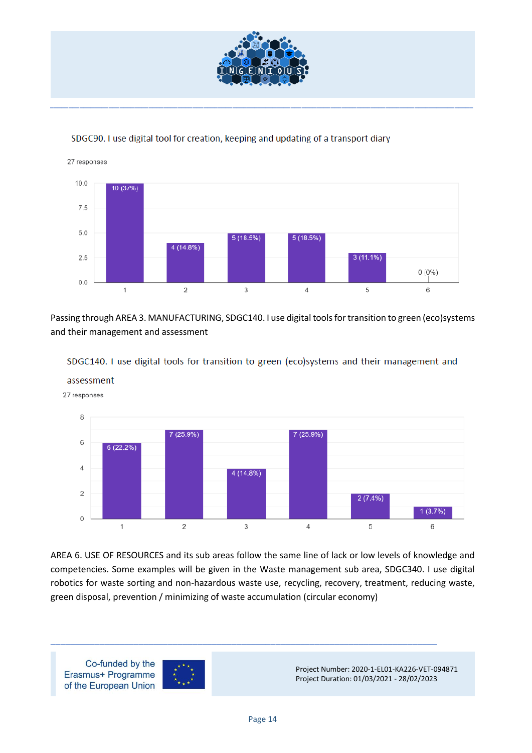SDGC90. I use digital tool for creation, keeping and updating of a transport diary

27 responses

| Response | Count (%) |
|---|---|
| 1 | 10 (37%) |
| 2 | 4 (14.8%) |
| 3 | 5 (18.5%) |
| 4 | 5 (18.5%) |
| 5 | 3 (11.1%) |
| 6 | 0 (0%) |

Passing through AREA 3. MANUFACTURING, SDGC140. I use digital tools for transition to green (eco)systems and their management and assessment

SDGC140. I use digital tools for transition to green (eco)systems and their management and assessment

27 responses

| Response | Count (%) |
|---|---|
| 1 | 6 (22.2%) |
| 2 | 7 (25.9%) |
| 3 | 4 (14.8%) |
| 4 | 7 (25.9%) |
| 5 | 2 (7.4%) |
| 6 | 1 (3.7%) |

AREA 6. USE OF RESOURCES and its sub areas follow the same line of lack or low levels of knowledge and competencies. Some examples will be given in the Waste management sub area, SDGC340. I use digital robotics for waste sorting and non-hazardous waste use, recycling, recovery, treatment, reducing waste, green disposal, prevention / minimizing of waste accumulation (circular economy)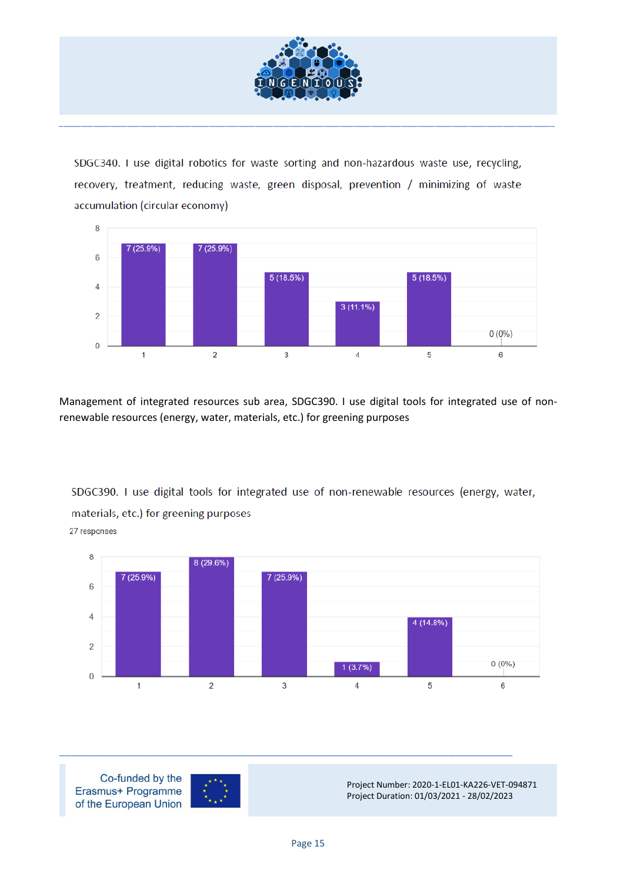SDGC340. I use digital robotics for waste sorting and non-hazardous waste use, recycling, recovery, treatment, reducing waste, green disposal, prevention / minimizing of waste accumulation (circular economy)

| Rating | Responses |
|---|---|
| 1 | 7 (25.9%) |
| 2 | 7 (25.9%) |
| 3 | 5 (18.5%) |
| 4 | 3 (11.1%) |
| 5 | 5 (18.5%) |
| 6 | 0 (0%) |

Management of integrated resources sub area, SDGC390. I use digital tools for integrated use of non-renewable resources (energy, water, materials, etc.) for greening purposes

SDGC390. I use digital tools for integrated use of non-renewable resources (energy, water, materials, etc.) for greening purposes

27 responses

| Rating | Responses |
|---|---|
| 1 | 7 (25.9%) |
| 2 | 8 (29.6%) |
| 3 | 7 (25.9%) |
| 4 | 1 (3.7%) |
| 5 | 4 (14.8%) |
| 6 | 0 (0%) |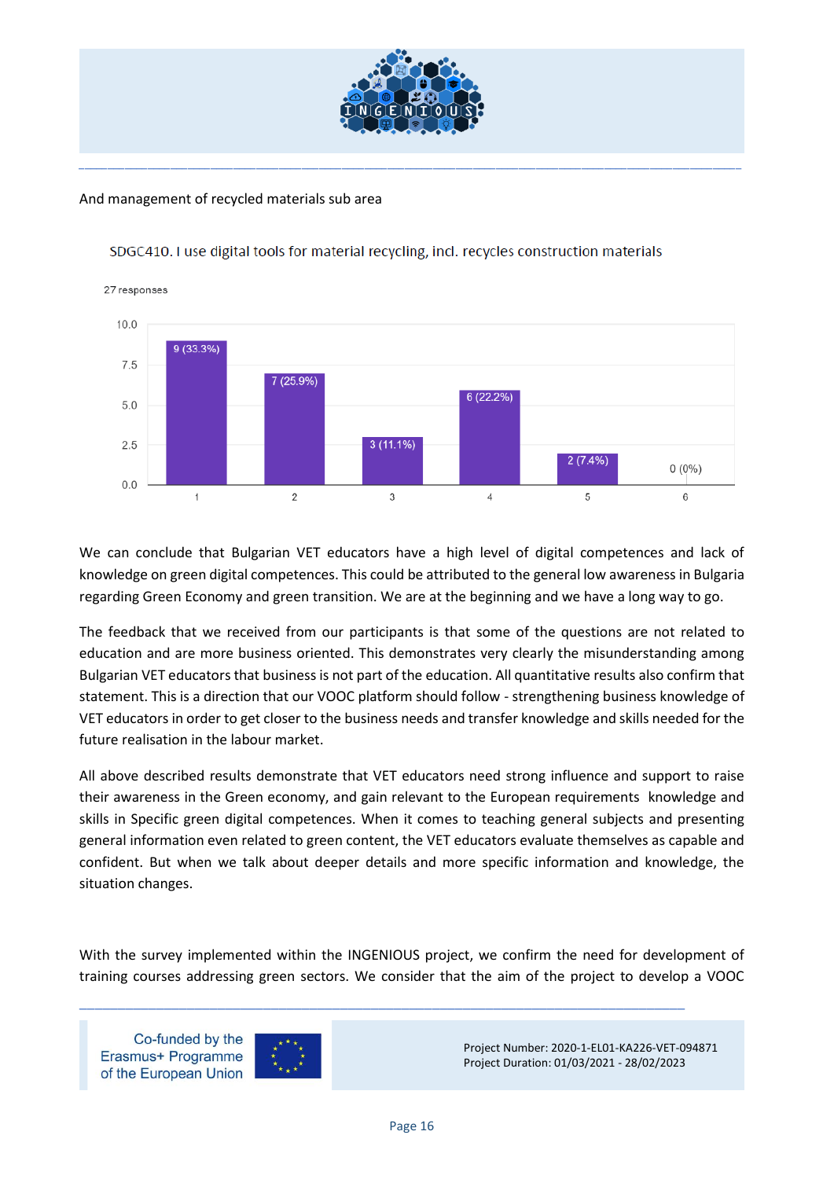And management of recycled materials sub area

SDGC410. I use digital tools for material recycling, incl. recycles construction materials

27 responses

| Rating | Responses |
|---|---|
| 1 | 9 (33.3%) |
| 2 | 7 (25.9%) |
| 3 | 3 (11.1%) |
| 4 | 6 (22.2%) |
| 5 | 2 (7.4%) |
| 6 | 0 (0%) |

We can conclude that Bulgarian VET educators have a high level of digital competences and lack of knowledge on green digital competences. This could be attributed to the general low awareness in Bulgaria regarding Green Economy and green transition. We are at the beginning and we have a long way to go.

The feedback that we received from our participants is that some of the questions are not related to education and are more business oriented. This demonstrates very clearly the misunderstanding among Bulgarian VET educators that business is not part of the education. All quantitative results also confirm that statement. This is a direction that our VOOC platform should follow - strengthening business knowledge of VET educators in order to get closer to the business needs and transfer knowledge and skills needed for the future realisation in the labour market.

All above described results demonstrate that VET educators need strong influence and support to raise their awareness in the Green economy, and gain relevant to the European requirements knowledge and skills in Specific green digital competences. When it comes to teaching general subjects and presenting general information even related to green content, the VET educators evaluate themselves as capable and confident. But when we talk about deeper details and more specific information and knowledge, the situation changes.

With the survey implemented within the INGENIOUS project, we confirm the need for development of training courses addressing green sectors. We consider that the aim of the project to develop a VOOC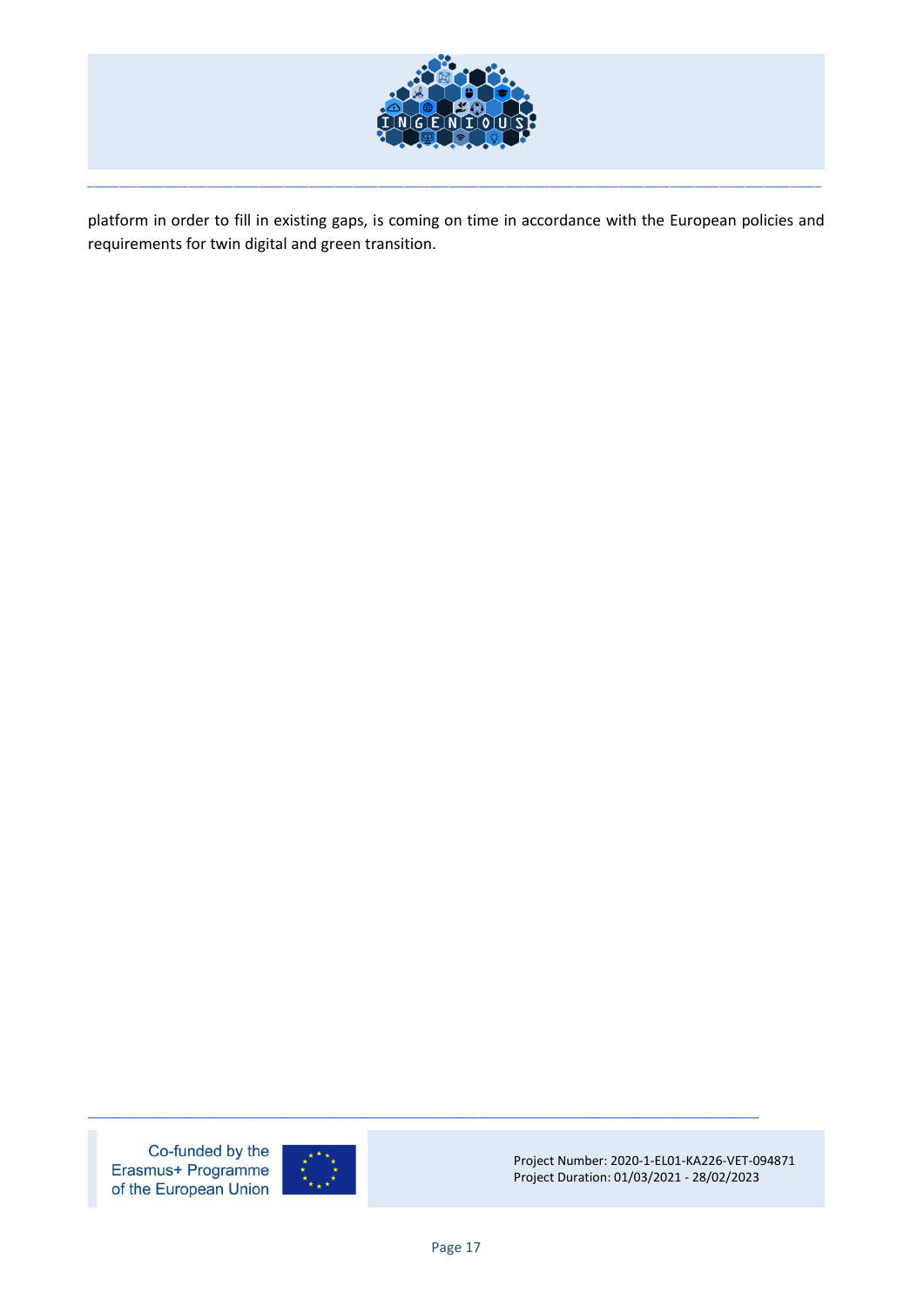platform in order to fill in existing gaps, is coming on time in accordance with the European policies and requirements for twin digital and green transition.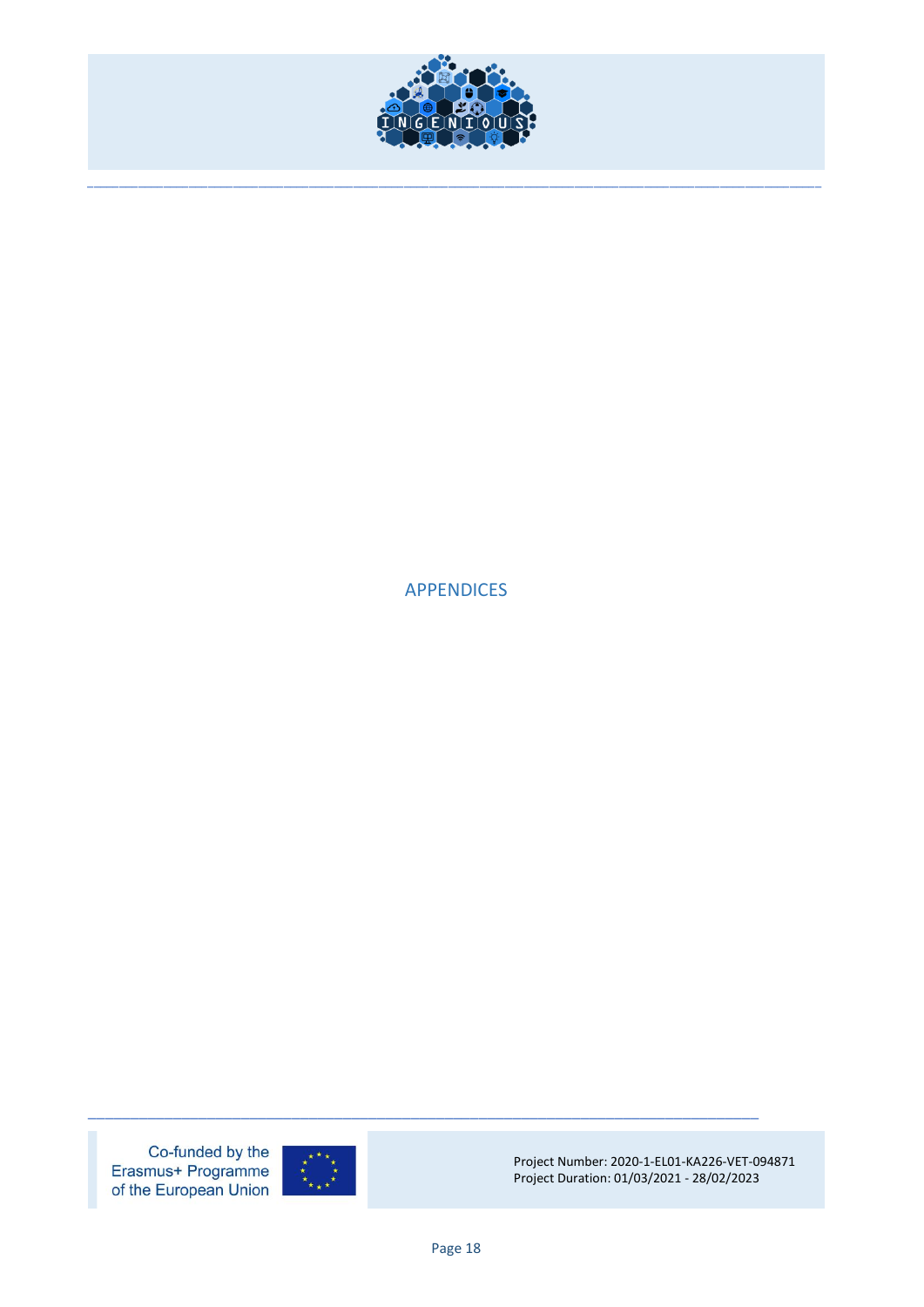# APPENDICES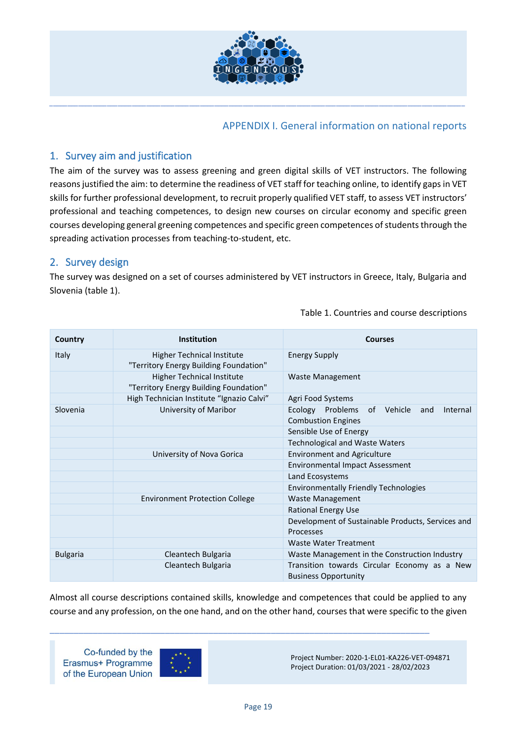## APPENDIX I. General information on national reports

### 1. Survey aim and justification

The aim of the survey was to assess greening and green digital skills of VET instructors. The following reasons justified the aim: to determine the readiness of VET staff for teaching online, to identify gaps in VET skills for further professional development, to recruit properly qualified VET staff, to assess VET instructors' professional and teaching competences, to design new courses on circular economy and specific green courses developing general greening competences and specific green competences of students through the spreading activation processes from teaching-to-student, etc.

### 2. Survey design

The survey was designed on a set of courses administered by VET instructors in Greece, Italy, Bulgaria and Slovenia (table 1).

Table 1. Countries and course descriptions

| Country | Institution | Courses |
|---|---|---|
| Italy | Higher Technical Institute "Territory Energy Building Foundation" | Energy Supply |
| | Higher Technical Institute "Territory Energy Building Foundation" | Waste Management |
| | High Technician Institute "Ignazio Calvi" | Agri Food Systems |
| Slovenia | University of Maribor | Ecology Problems of Vehicle and Internal Combustion Engines |
| | | Sensible Use of Energy |
| | | Technological and Waste Waters |
| | University of Nova Gorica | Environment and Agriculture |
| | | Environmental Impact Assessment |
| | | Land Ecosystems |
| | | Environmentally Friendly Technologies |
| | Environment Protection College | Waste Management |
| | | Rational Energy Use |
| | | Development of Sustainable Products, Services and Processes |
| | | Waste Water Treatment |
| Bulgaria | Cleantech Bulgaria | Waste Management in the Construction Industry |
| | Cleantech Bulgaria | Transition towards Circular Economy as a New Business Opportunity |

Almost all course descriptions contained skills, knowledge and competences that could be applied to any course and any profession, on the one hand, and on the other hand, courses that were specific to the given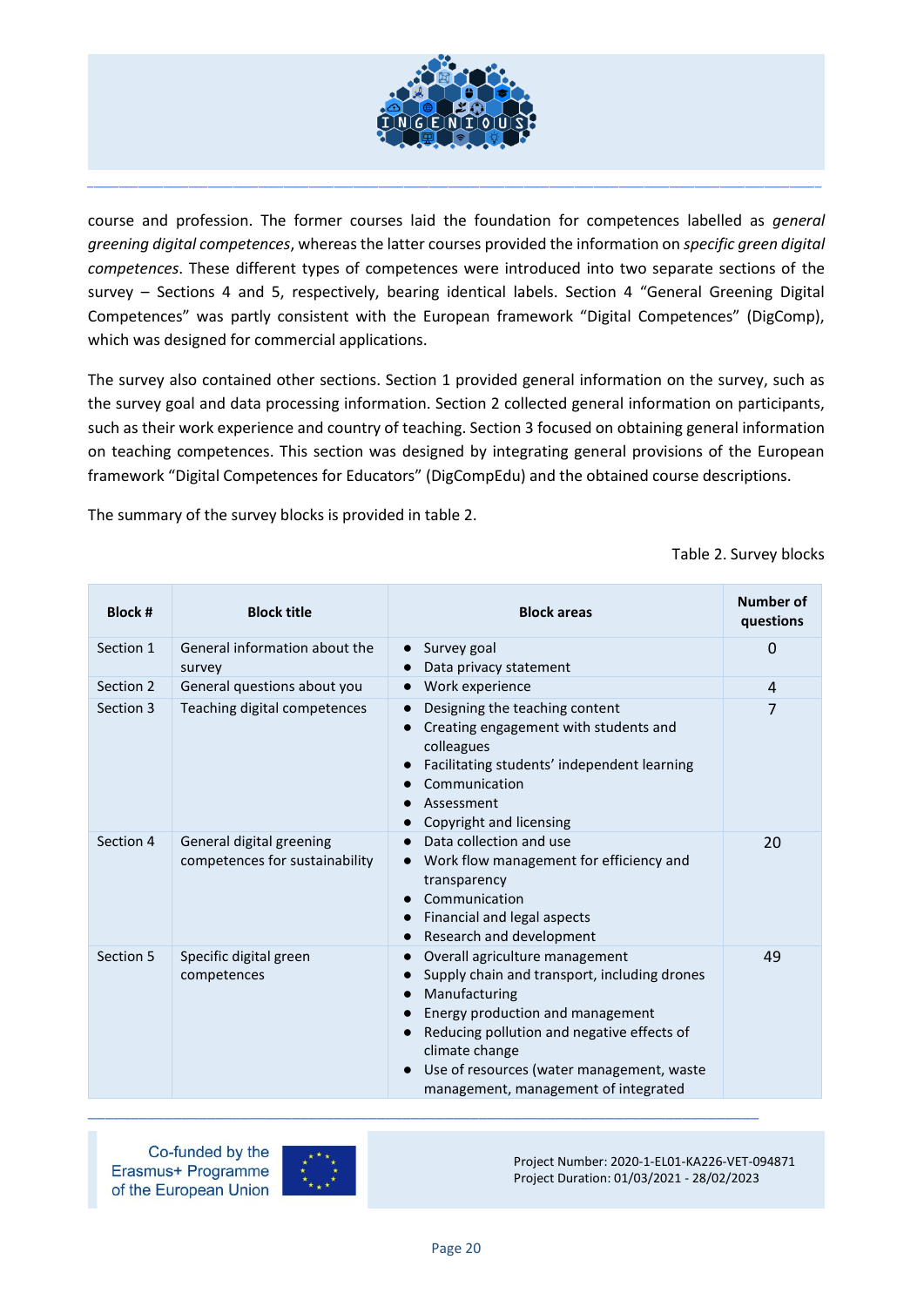course and profession. The former courses laid the foundation for competences labelled as *general greening digital competences*, whereas the latter courses provided the information on *specific green digital competences*. These different types of competences were introduced into two separate sections of the survey – Sections 4 and 5, respectively, bearing identical labels. Section 4 "General Greening Digital Competences" was partly consistent with the European framework "Digital Competences" (DigComp), which was designed for commercial applications.

The survey also contained other sections. Section 1 provided general information on the survey, such as the survey goal and data processing information. Section 2 collected general information on participants, such as their work experience and country of teaching. Section 3 focused on obtaining general information on teaching competences. This section was designed by integrating general provisions of the European framework "Digital Competences for Educators" (DigCompEdu) and the obtained course descriptions.

The summary of the survey blocks is provided in table 2.

Table 2. Survey blocks

| Block # | Block title | Block areas | Number of questions |
|---|---|---|---|
| Section 1 | General information about the survey | • Survey goal<br>• Data privacy statement | 0 |
| Section 2 | General questions about you | • Work experience | 4 |
| Section 3 | Teaching digital competences | • Designing the teaching content<br>• Creating engagement with students and colleagues<br>• Facilitating students' independent learning<br>• Communication<br>• Assessment<br>• Copyright and licensing | 7 |
| Section 4 | General digital greening competences for sustainability | • Data collection and use<br>• Work flow management for efficiency and transparency<br>• Communication<br>• Financial and legal aspects<br>• Research and development | 20 |
| Section 5 | Specific digital green competences | • Overall agriculture management<br>• Supply chain and transport, including drones<br>• Manufacturing<br>• Energy production and management<br>• Reducing pollution and negative effects of climate change<br>• Use of resources (water management, waste management, management of integrated | 49 |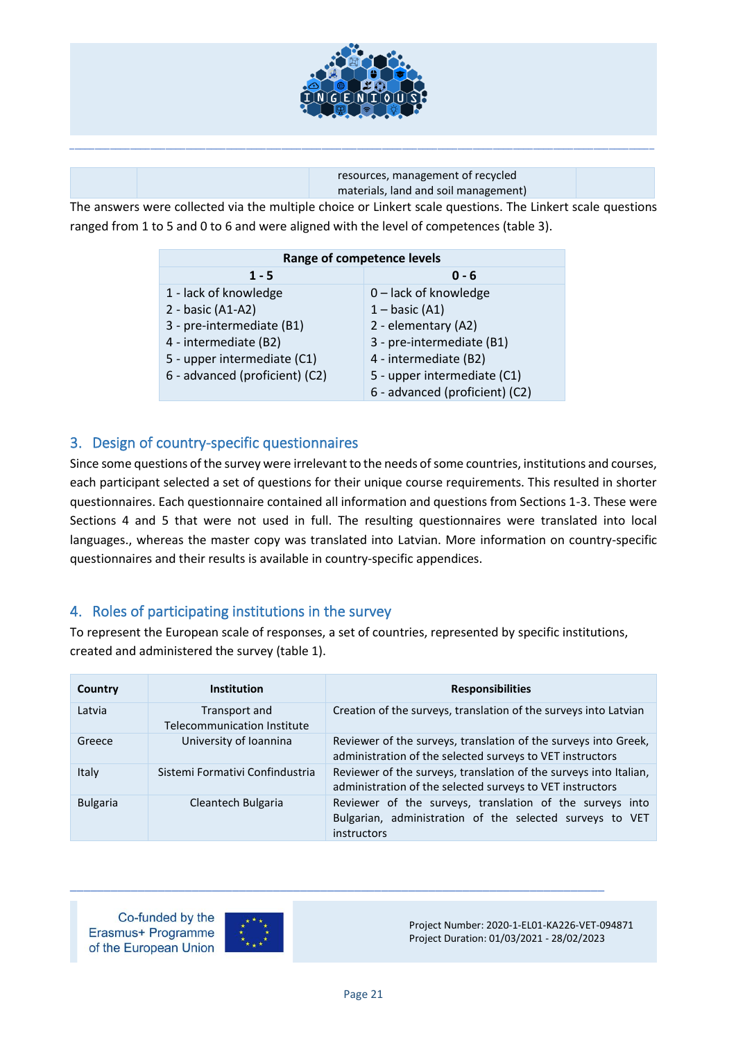| | | resources, management of recycled materials, land and soil management) | |
|---|---|---|---|

The answers were collected via the multiple choice or Linkert scale questions. The Linkert scale questions ranged from 1 to 5 and 0 to 6 and were aligned with the level of competences (table 3).

| Range of competence levels | |
|---|---|
| **1 - 5** | **0 - 6** |
| 1 - lack of knowledge | 0 – lack of knowledge |
| 2 - basic (A1-A2) | 1 – basic (A1) |
| 3 - pre-intermediate (B1) | 2 - elementary (A2) |
| 4 - intermediate (B2) | 3 - pre-intermediate (B1) |
| 5 - upper intermediate (C1) | 4 - intermediate (B2) |
| 6 - advanced (proficient) (C2) | 5 - upper intermediate (C1) |
| | 6 - advanced (proficient) (C2) |

## 3. Design of country-specific questionnaires

Since some questions of the survey were irrelevant to the needs of some countries, institutions and courses, each participant selected a set of questions for their unique course requirements. This resulted in shorter questionnaires. Each questionnaire contained all information and questions from Sections 1-3. These were Sections 4 and 5 that were not used in full. The resulting questionnaires were translated into local languages., whereas the master copy was translated into Latvian. More information on country-specific questionnaires and their results is available in country-specific appendices.

## 4. Roles of participating institutions in the survey

To represent the European scale of responses, a set of countries, represented by specific institutions, created and administered the survey (table 1).

| Country | Institution | Responsibilities |
|---|---|---|
| Latvia | Transport and Telecommunication Institute | Creation of the surveys, translation of the surveys into Latvian |
| Greece | University of Ioannina | Reviewer of the surveys, translation of the surveys into Greek, administration of the selected surveys to VET instructors |
| Italy | Sistemi Formativi Confindustria | Reviewer of the surveys, translation of the surveys into Italian, administration of the selected surveys to VET instructors |
| Bulgaria | Cleantech Bulgaria | Reviewer of the surveys, translation of the surveys into Bulgarian, administration of the selected surveys to VET instructors |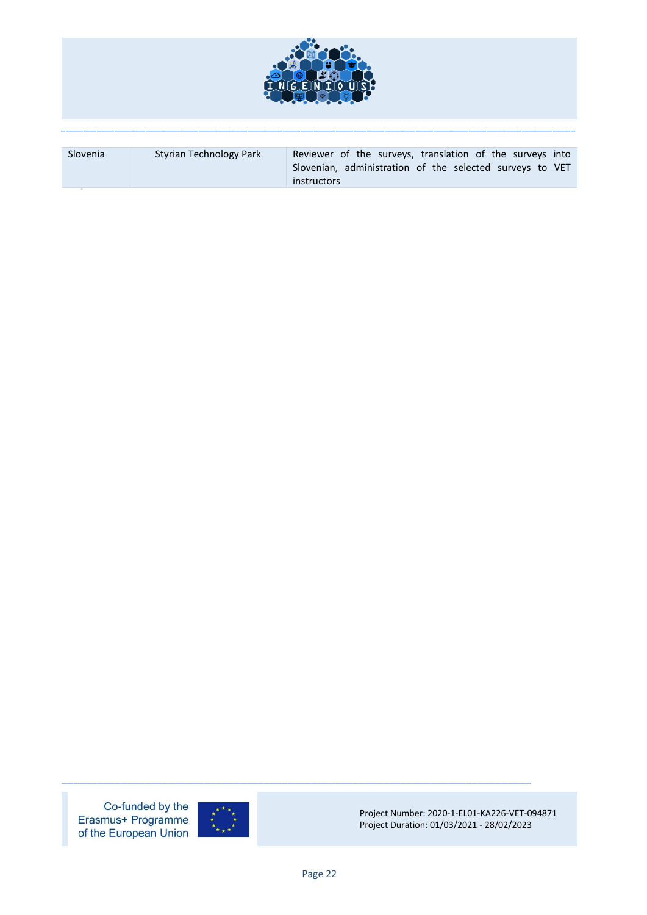| Slovenia | Styrian Technology Park | Reviewer of the surveys, translation of the surveys into Slovenian, administration of the selected surveys to VET instructors |
|---|---|---|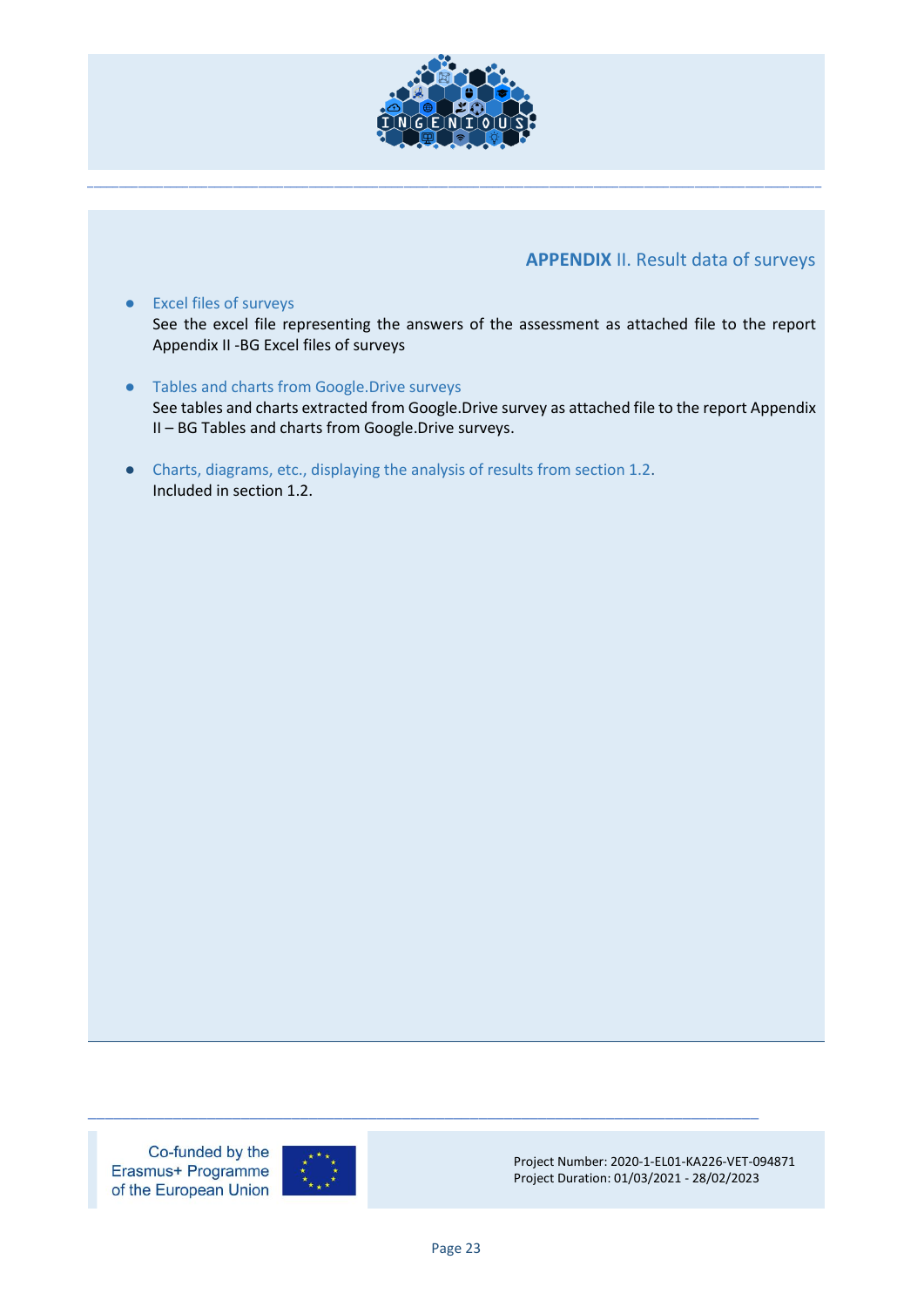## **APPENDIX** II. Result data of surveys

- Excel files of surveys
  See the excel file representing the answers of the assessment as attached file to the report Appendix II -BG Excel files of surveys

- Tables and charts from Google.Drive surveys
  See tables and charts extracted from Google.Drive survey as attached file to the report Appendix II – BG Tables and charts from Google.Drive surveys.

- Charts, diagrams, etc., displaying the analysis of results from section 1.2.
  Included in section 1.2.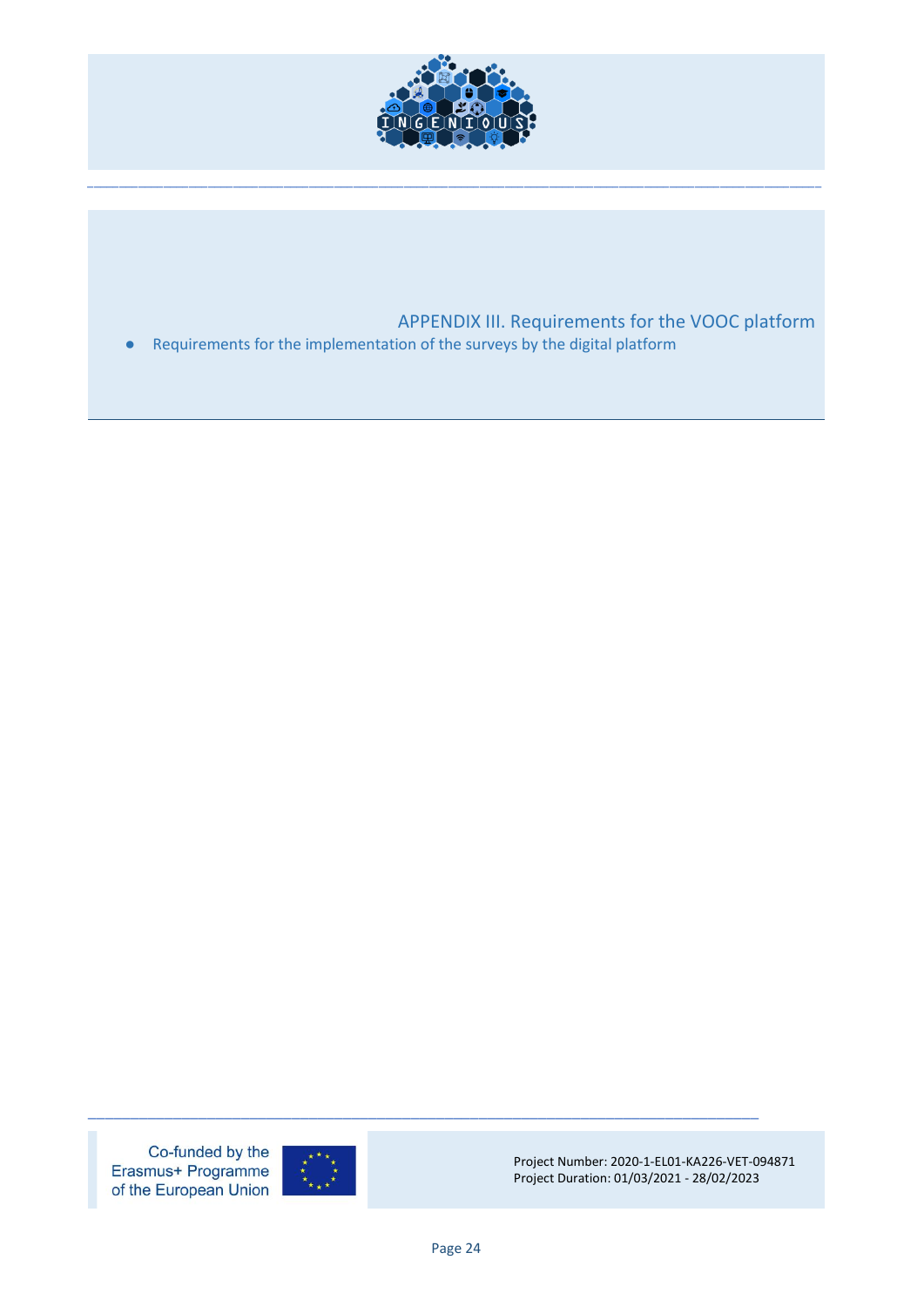## APPENDIX III. Requirements for the VOOC platform

- Requirements for the implementation of the surveys by the digital platform